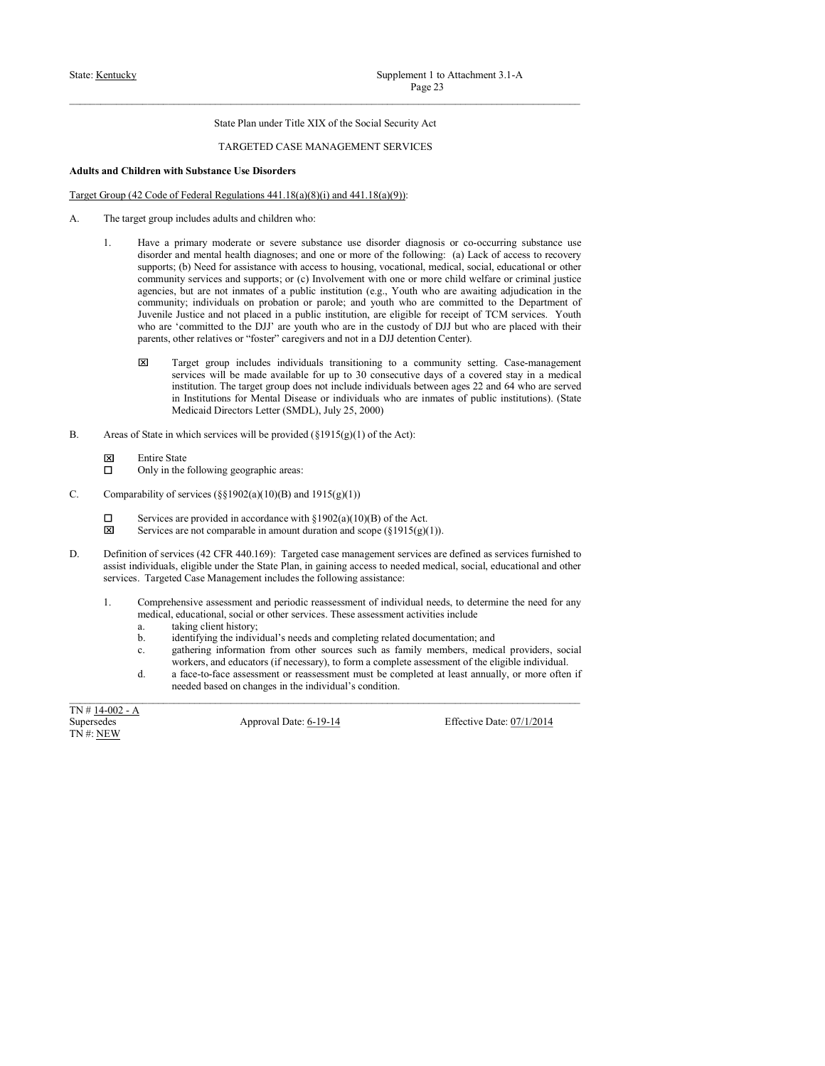State Plan under Title XIX of the Social Security Act

TARGETED CASE MANAGEMENT SERVICES

**Adults and Children with Substance Use Disorders**

Target Group (42 Code of Federal Regulations 441.18(a)(8)(i) and 441.18(a)(9)):

A. The target group includes adults and children who:

1. Have a primary moderate or severe substance use disorder diagnosis or co-occurring substance use disorder and mental health diagnoses; and one or more of the following: (a) Lack of access to recovery supports; (b) Need for assistance with access to housing, vocational, medical, social, educational or other community services and supports; or (c) Involvement with one or more child welfare or criminal justice agencies, but are not inmates of a public institution (e.g., Youth who are awaiting adjudication in the community; individuals on probation or parole; and youth who are committed to the Department of Juvenile Justice and not placed in a public institution, are eligible for receipt of TCM services. Youth who are 'committed to the DJJ' are youth who are in the custody of DJJ but who are placed with their parents, other relatives or "foster" caregivers and not in a DJJ detention Center).

   ☒ Target group includes individuals transitioning to a community setting. Case-management services will be made available for up to 30 consecutive days of a covered stay in a medical institution. The target group does not include individuals between ages 22 and 64 who are served in Institutions for Mental Disease or individuals who are inmates of public institutions). (State Medicaid Directors Letter (SMDL), July 25, 2000)

B. Areas of State in which services will be provided (§1915(g)(1) of the Act):

   ☒ Entire State
   ☐ Only in the following geographic areas:

C. Comparability of services (§§1902(a)(10)(B) and 1915(g)(1))

   ☐ Services are provided in accordance with §1902(a)(10)(B) of the Act.
   ☒ Services are not comparable in amount duration and scope (§1915(g)(1)).

D. Definition of services (42 CFR 440.169): Targeted case management services are defined as services furnished to assist individuals, eligible under the State Plan, in gaining access to needed medical, social, educational and other services. Targeted Case Management includes the following assistance:

1. Comprehensive assessment and periodic reassessment of individual needs, to determine the need for any medical, educational, social or other services. These assessment activities include
   a. taking client history;
   b. identifying the individual's needs and completing related documentation; and
   c. gathering information from other sources such as family members, medical providers, social workers, and educators (if necessary), to form a complete assessment of the eligible individual.
   d. a face-to-face assessment or reassessment must be completed at least annually, or more often if needed based on changes in the individual's condition.

TN # 14-002 - A
Supersedes
TN #: NEW

Approval Date: 6-19-14

Effective Date: 07/1/2014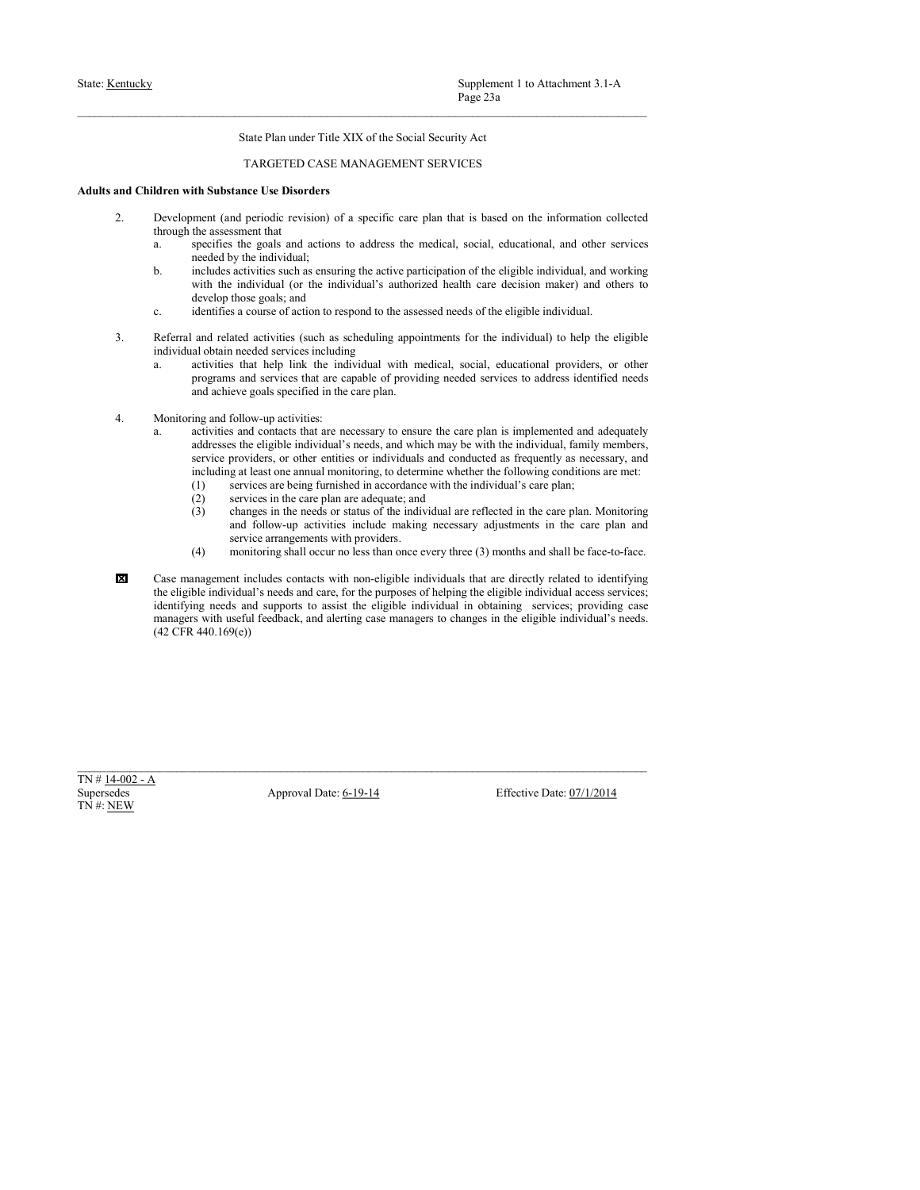State Plan under Title XIX of the Social Security Act

TARGETED CASE MANAGEMENT SERVICES

**Adults and Children with Substance Use Disorders**

2. Development (and periodic revision) of a specific care plan that is based on the information collected through the assessment that
   a. specifies the goals and actions to address the medical, social, educational, and other services needed by the individual;
   b. includes activities such as ensuring the active participation of the eligible individual, and working with the individual (or the individual's authorized health care decision maker) and others to develop those goals; and
   c. identifies a course of action to respond to the assessed needs of the eligible individual.

3. Referral and related activities (such as scheduling appointments for the individual) to help the eligible individual obtain needed services including
   a. activities that help link the individual with medical, social, educational providers, or other programs and services that are capable of providing needed services to address identified needs and achieve goals specified in the care plan.

4. Monitoring and follow-up activities:
   a. activities and contacts that are necessary to ensure the care plan is implemented and adequately addresses the eligible individual's needs, and which may be with the individual, family members, service providers, or other entities or individuals and conducted as frequently as necessary, and including at least one annual monitoring, to determine whether the following conditions are met:
      (1) services are being furnished in accordance with the individual's care plan;
      (2) services in the care plan are adequate; and
      (3) changes in the needs or status of the individual are reflected in the care plan. Monitoring and follow-up activities include making necessary adjustments in the care plan and service arrangements with providers.
      (4) monitoring shall occur no less than once every three (3) months and shall be face-to-face.

☒ Case management includes contacts with non-eligible individuals that are directly related to identifying the eligible individual's needs and care, for the purposes of helping the eligible individual access services; identifying needs and supports to assist the eligible individual in obtaining services; providing case managers with useful feedback, and alerting case managers to changes in the eligible individual's needs. (42 CFR 440.169(e))

TN # 14-002 - A
Supersedes
TN #: NEW

Approval Date: 6-19-14

Effective Date: 07/1/2014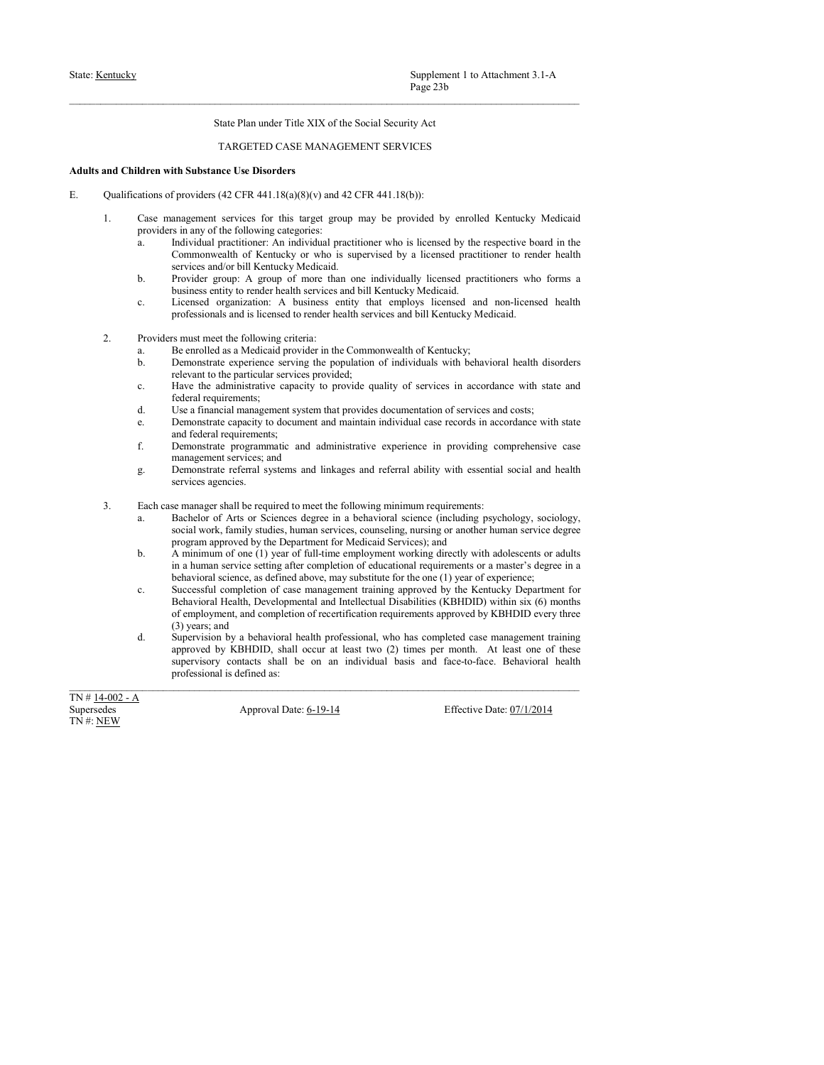State Plan under Title XIX of the Social Security Act

TARGETED CASE MANAGEMENT SERVICES

**Adults and Children with Substance Use Disorders**

E. Qualifications of providers (42 CFR 441.18(a)(8)(v) and 42 CFR 441.18(b)):

1. Case management services for this target group may be provided by enrolled Kentucky Medicaid providers in any of the following categories:
   a. Individual practitioner: An individual practitioner who is licensed by the respective board in the Commonwealth of Kentucky or who is supervised by a licensed practitioner to render health services and/or bill Kentucky Medicaid.
   b. Provider group: A group of more than one individually licensed practitioners who forms a business entity to render health services and bill Kentucky Medicaid.
   c. Licensed organization: A business entity that employs licensed and non-licensed health professionals and is licensed to render health services and bill Kentucky Medicaid.

2. Providers must meet the following criteria:
   a. Be enrolled as a Medicaid provider in the Commonwealth of Kentucky;
   b. Demonstrate experience serving the population of individuals with behavioral health disorders relevant to the particular services provided;
   c. Have the administrative capacity to provide quality of services in accordance with state and federal requirements;
   d. Use a financial management system that provides documentation of services and costs;
   e. Demonstrate capacity to document and maintain individual case records in accordance with state and federal requirements;
   f. Demonstrate programmatic and administrative experience in providing comprehensive case management services; and
   g. Demonstrate referral systems and linkages and referral ability with essential social and health services agencies.

3. Each case manager shall be required to meet the following minimum requirements:
   a. Bachelor of Arts or Sciences degree in a behavioral science (including psychology, sociology, social work, family studies, human services, counseling, nursing or another human service degree program approved by the Department for Medicaid Services); and
   b. A minimum of one (1) year of full-time employment working directly with adolescents or adults in a human service setting after completion of educational requirements or a master's degree in a behavioral science, as defined above, may substitute for the one (1) year of experience;
   c. Successful completion of case management training approved by the Kentucky Department for Behavioral Health, Developmental and Intellectual Disabilities (KBHDID) within six (6) months of employment, and completion of recertification requirements approved by KBHDID every three (3) years; and
   d. Supervision by a behavioral health professional, who has completed case management training approved by KBHDID, shall occur at least two (2) times per month. At least one of these supervisory contacts shall be on an individual basis and face-to-face. Behavioral health professional is defined as: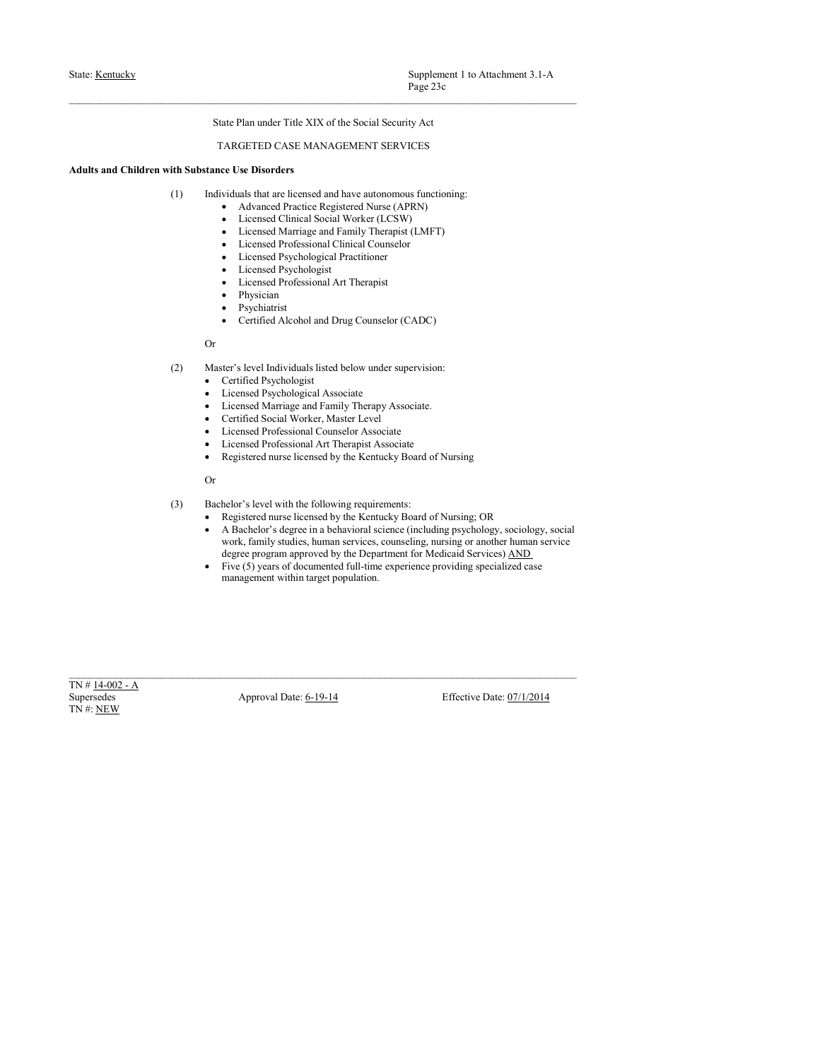State Plan under Title XIX of the Social Security Act

TARGETED CASE MANAGEMENT SERVICES

**Adults and Children with Substance Use Disorders**

(1) Individuals that are licensed and have autonomous functioning:
- Advanced Practice Registered Nurse (APRN)
- Licensed Clinical Social Worker (LCSW)
- Licensed Marriage and Family Therapist (LMFT)
- Licensed Professional Clinical Counselor
- Licensed Psychological Practitioner
- Licensed Psychologist
- Licensed Professional Art Therapist
- Physician
- Psychiatrist
- Certified Alcohol and Drug Counselor (CADC)

Or

(2) Master's level Individuals listed below under supervision:
- Certified Psychologist
- Licensed Psychological Associate
- Licensed Marriage and Family Therapy Associate.
- Certified Social Worker, Master Level
- Licensed Professional Counselor Associate
- Licensed Professional Art Therapist Associate
- Registered nurse licensed by the Kentucky Board of Nursing

Or

(3) Bachelor's level with the following requirements:
- Registered nurse licensed by the Kentucky Board of Nursing; OR
- A Bachelor's degree in a behavioral science (including psychology, sociology, social work, family studies, human services, counseling, nursing or another human service degree program approved by the Department for Medicaid Services) AND
- Five (5) years of documented full-time experience providing specialized case management within target population.

TN # 14-002 - A
Supersedes
TN #: NEW

Approval Date: 6-19-14

Effective Date: 07/1/2014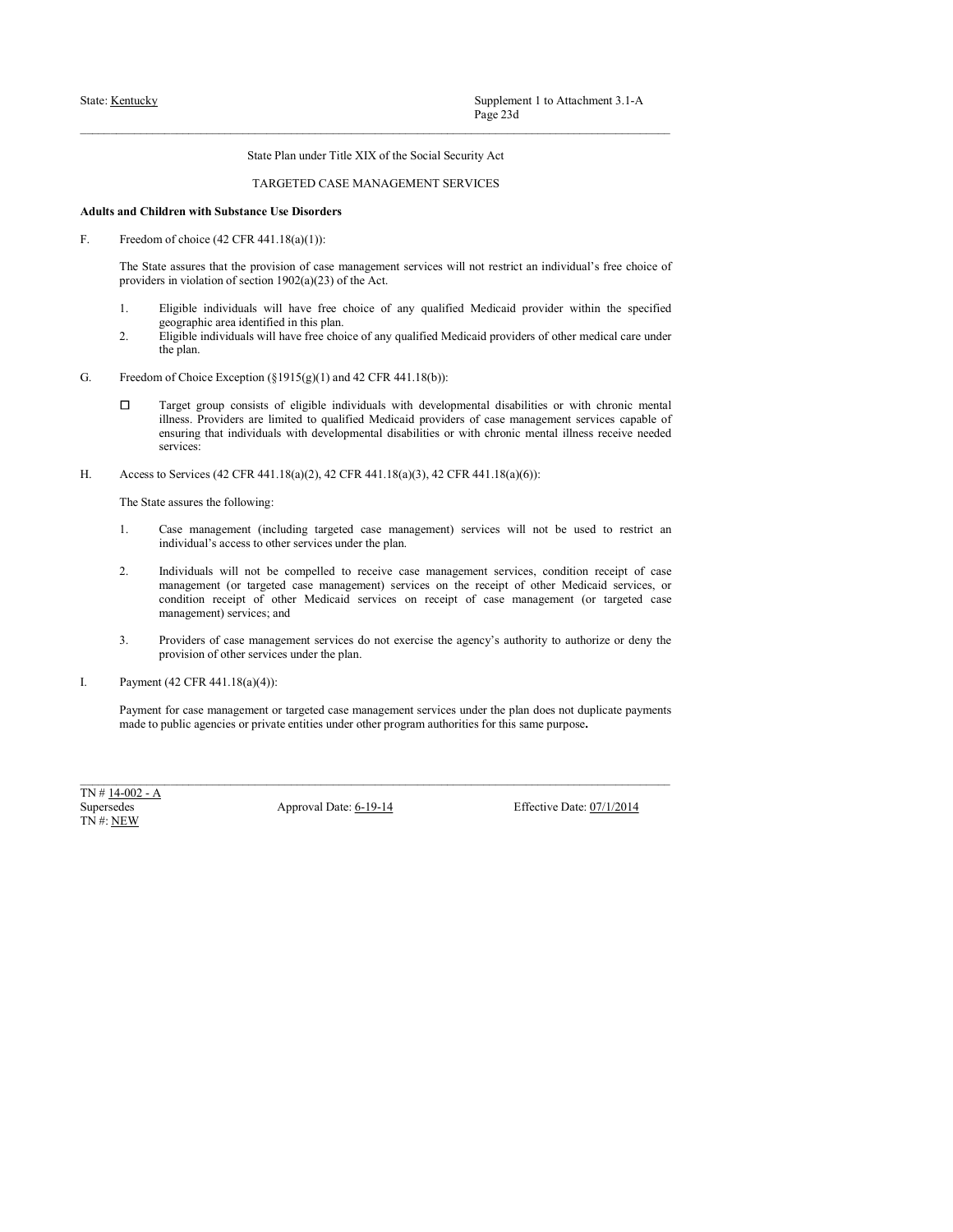State Plan under Title XIX of the Social Security Act

TARGETED CASE MANAGEMENT SERVICES

**Adults and Children with Substance Use Disorders**

F. Freedom of choice (42 CFR 441.18(a)(1)):

The State assures that the provision of case management services will not restrict an individual's free choice of providers in violation of section 1902(a)(23) of the Act.

1. Eligible individuals will have free choice of any qualified Medicaid provider within the specified geographic area identified in this plan.
2. Eligible individuals will have free choice of any qualified Medicaid providers of other medical care under the plan.

G. Freedom of Choice Exception (§1915(g)(1) and 42 CFR 441.18(b)):

☐ Target group consists of eligible individuals with developmental disabilities or with chronic mental illness. Providers are limited to qualified Medicaid providers of case management services capable of ensuring that individuals with developmental disabilities or with chronic mental illness receive needed services:

H. Access to Services (42 CFR 441.18(a)(2), 42 CFR 441.18(a)(3), 42 CFR 441.18(a)(6)):

The State assures the following:

1. Case management (including targeted case management) services will not be used to restrict an individual's access to other services under the plan.

2. Individuals will not be compelled to receive case management services, condition receipt of case management (or targeted case management) services on the receipt of other Medicaid services, or condition receipt of other Medicaid services on receipt of case management (or targeted case management) services; and

3. Providers of case management services do not exercise the agency's authority to authorize or deny the provision of other services under the plan.

I. Payment (42 CFR 441.18(a)(4)):

Payment for case management or targeted case management services under the plan does not duplicate payments made to public agencies or private entities under other program authorities for this same purpose**.**

TN # 14-002 - A
Supersedes
TN #: NEW

Approval Date: 6-19-14

Effective Date: 07/1/2014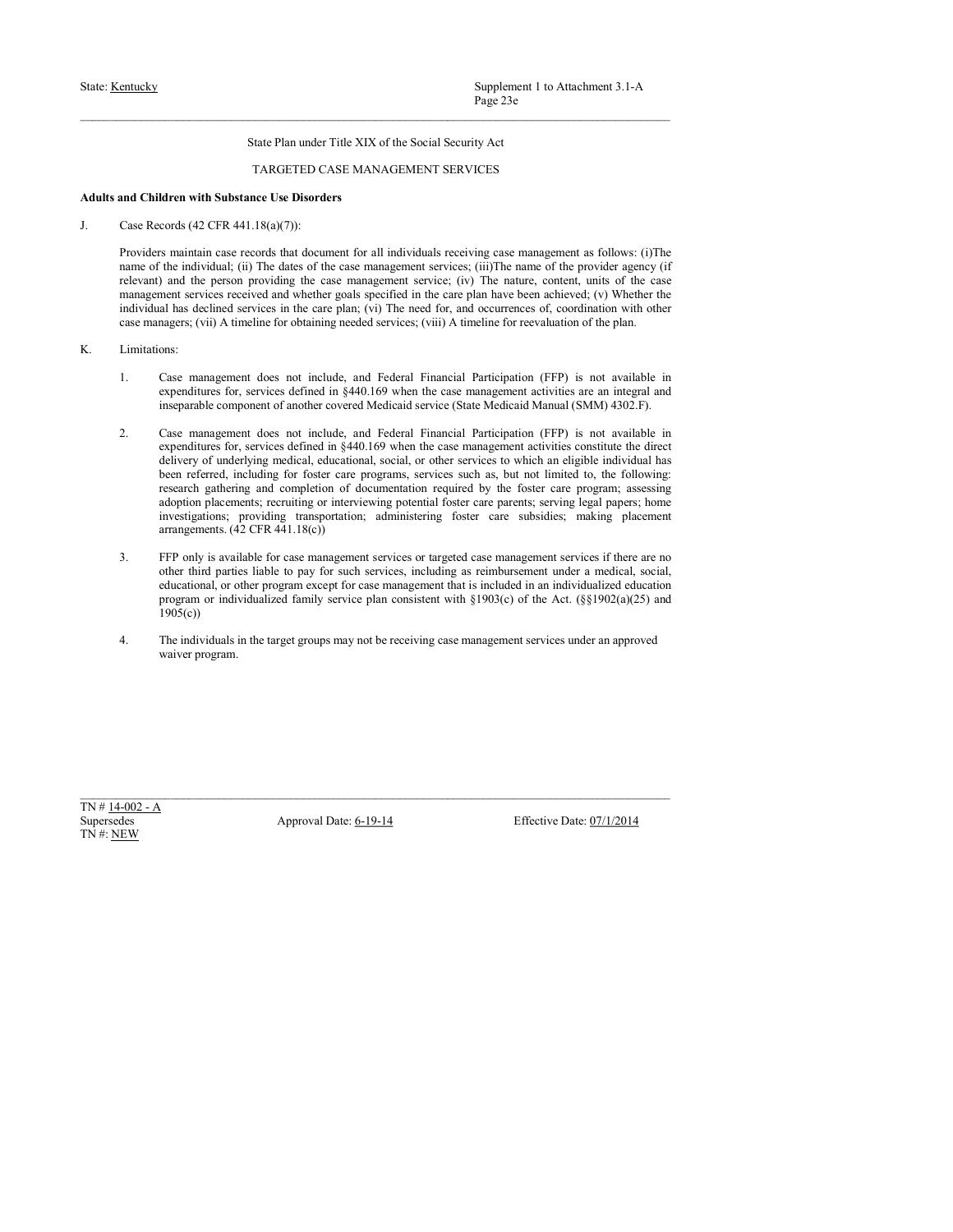State Plan under Title XIX of the Social Security Act

TARGETED CASE MANAGEMENT SERVICES

**Adults and Children with Substance Use Disorders**

J. Case Records (42 CFR 441.18(a)(7)):

Providers maintain case records that document for all individuals receiving case management as follows: (i)The name of the individual; (ii) The dates of the case management services; (iii)The name of the provider agency (if relevant) and the person providing the case management service; (iv) The nature, content, units of the case management services received and whether goals specified in the care plan have been achieved; (v) Whether the individual has declined services in the care plan; (vi) The need for, and occurrences of, coordination with other case managers; (vii) A timeline for obtaining needed services; (viii) A timeline for reevaluation of the plan.

K. Limitations:

1. Case management does not include, and Federal Financial Participation (FFP) is not available in expenditures for, services defined in §440.169 when the case management activities are an integral and inseparable component of another covered Medicaid service (State Medicaid Manual (SMM) 4302.F).

2. Case management does not include, and Federal Financial Participation (FFP) is not available in expenditures for, services defined in §440.169 when the case management activities constitute the direct delivery of underlying medical, educational, social, or other services to which an eligible individual has been referred, including for foster care programs, services such as, but not limited to, the following: research gathering and completion of documentation required by the foster care program; assessing adoption placements; recruiting or interviewing potential foster care parents; serving legal papers; home investigations; providing transportation; administering foster care subsidies; making placement arrangements. (42 CFR 441.18(c))

3. FFP only is available for case management services or targeted case management services if there are no other third parties liable to pay for such services, including as reimbursement under a medical, social, educational, or other program except for case management that is included in an individualized education program or individualized family service plan consistent with §1903(c) of the Act. (§§1902(a)(25) and 1905(c))

4. The individuals in the target groups may not be receiving case management services under an approved waiver program.

TN # 14-002 - A
Supersedes
TN #: NEW

Approval Date: 6-19-14

Effective Date: 07/1/2014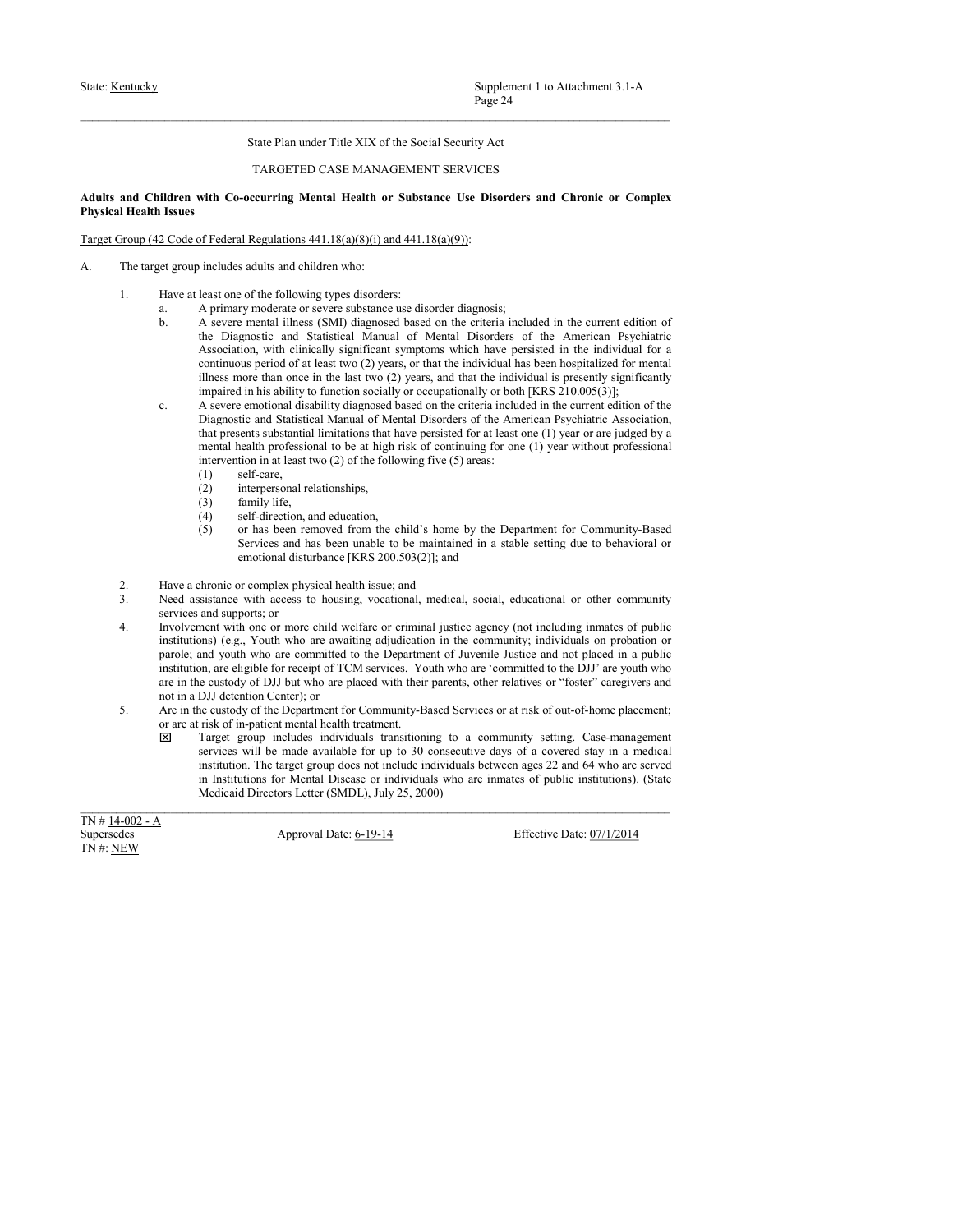State Plan under Title XIX of the Social Security Act

TARGETED CASE MANAGEMENT SERVICES

**Adults and Children with Co-occurring Mental Health or Substance Use Disorders and Chronic or Complex Physical Health Issues**

Target Group (42 Code of Federal Regulations 441.18(a)(8)(i) and 441.18(a)(9)):

A. The target group includes adults and children who:

1. Have at least one of the following types disorders:
   a. A primary moderate or severe substance use disorder diagnosis;
   b. A severe mental illness (SMI) diagnosed based on the criteria included in the current edition of the Diagnostic and Statistical Manual of Mental Disorders of the American Psychiatric Association, with clinically significant symptoms which have persisted in the individual for a continuous period of at least two (2) years, or that the individual has been hospitalized for mental illness more than once in the last two (2) years, and that the individual is presently significantly impaired in his ability to function socially or occupationally or both [KRS 210.005(3)];
   c. A severe emotional disability diagnosed based on the criteria included in the current edition of the Diagnostic and Statistical Manual of Mental Disorders of the American Psychiatric Association, that presents substantial limitations that have persisted for at least one (1) year or are judged by a mental health professional to be at high risk of continuing for one (1) year without professional intervention in at least two (2) of the following five (5) areas:
      (1) self-care,
      (2) interpersonal relationships,
      (3) family life,
      (4) self-direction, and education,
      (5) or has been removed from the child's home by the Department for Community-Based Services and has been unable to be maintained in a stable setting due to behavioral or emotional disturbance [KRS 200.503(2)]; and

2. Have a chronic or complex physical health issue; and
3. Need assistance with access to housing, vocational, medical, social, educational or other community services and supports; or
4. Involvement with one or more child welfare or criminal justice agency (not including inmates of public institutions) (e.g., Youth who are awaiting adjudication in the community; individuals on probation or parole; and youth who are committed to the Department of Juvenile Justice and not placed in a public institution, are eligible for receipt of TCM services. Youth who are 'committed to the DJJ' are youth who are in the custody of DJJ but who are placed with their parents, other relatives or "foster" caregivers and not in a DJJ detention Center); or
5. Are in the custody of the Department for Community-Based Services or at risk of out-of-home placement; or are at risk of in-patient mental health treatment.
   - ☒ Target group includes individuals transitioning to a community setting. Case-management services will be made available for up to 30 consecutive days of a covered stay in a medical institution. The target group does not include individuals between ages 22 and 64 who are served in Institutions for Mental Disease or individuals who are inmates of public institutions). (State Medicaid Directors Letter (SMDL), July 25, 2000)

TN # 14-002 - A
Supersedes
TN #: NEW

Approval Date: 6-19-14

Effective Date: 07/1/2014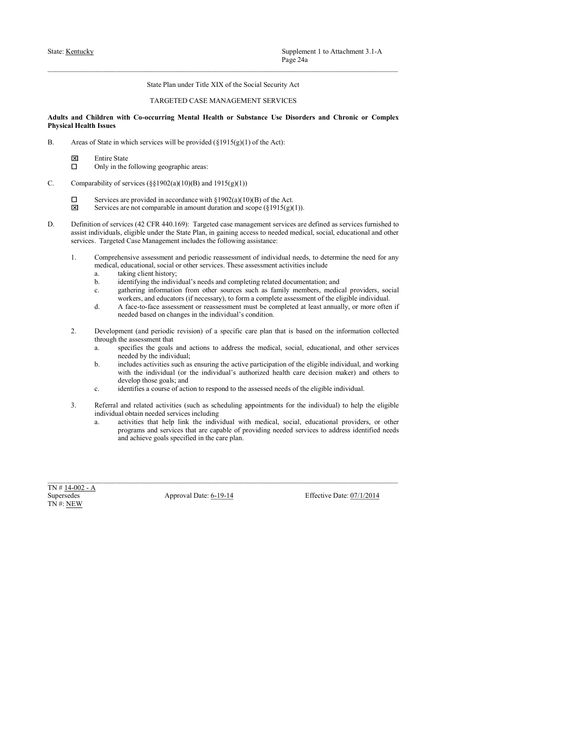State Plan under Title XIX of the Social Security Act

TARGETED CASE MANAGEMENT SERVICES

**Adults and Children with Co-occurring Mental Health or Substance Use Disorders and Chronic or Complex Physical Health Issues**

B. Areas of State in which services will be provided (§1915(g)(1) of the Act):

☒ Entire State
☐ Only in the following geographic areas:

C. Comparability of services (§§1902(a)(10)(B) and 1915(g)(1))

☐ Services are provided in accordance with §1902(a)(10)(B) of the Act.
☒ Services are not comparable in amount duration and scope (§1915(g)(1)).

D. Definition of services (42 CFR 440.169): Targeted case management services are defined as services furnished to assist individuals, eligible under the State Plan, in gaining access to needed medical, social, educational and other services. Targeted Case Management includes the following assistance:

1. Comprehensive assessment and periodic reassessment of individual needs, to determine the need for any medical, educational, social or other services. These assessment activities include
   a. taking client history;
   b. identifying the individual's needs and completing related documentation; and
   c. gathering information from other sources such as family members, medical providers, social workers, and educators (if necessary), to form a complete assessment of the eligible individual.
   d. A face-to-face assessment or reassessment must be completed at least annually, or more often if needed based on changes in the individual's condition.

2. Development (and periodic revision) of a specific care plan that is based on the information collected through the assessment that
   a. specifies the goals and actions to address the medical, social, educational, and other services needed by the individual;
   b. includes activities such as ensuring the active participation of the eligible individual, and working with the individual (or the individual's authorized health care decision maker) and others to develop those goals; and
   c. identifies a course of action to respond to the assessed needs of the eligible individual.

3. Referral and related activities (such as scheduling appointments for the individual) to help the eligible individual obtain needed services including
   a. activities that help link the individual with medical, social, educational providers, or other programs and services that are capable of providing needed services to address identified needs and achieve goals specified in the care plan.

TN # 14-002 - A
Supersedes
TN #: NEW

Approval Date: 6-19-14

Effective Date: 07/1/2014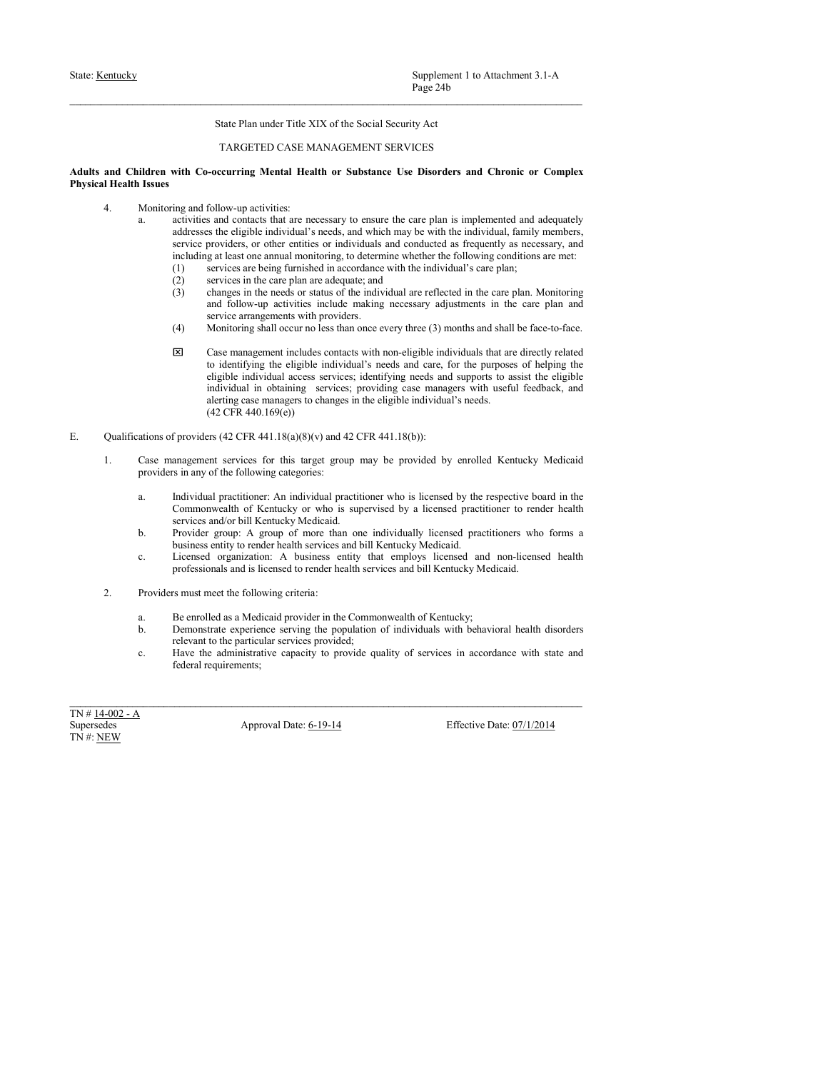State Plan under Title XIX of the Social Security Act

TARGETED CASE MANAGEMENT SERVICES

**Adults and Children with Co-occurring Mental Health or Substance Use Disorders and Chronic or Complex Physical Health Issues**

4. Monitoring and follow-up activities:
   a. activities and contacts that are necessary to ensure the care plan is implemented and adequately addresses the eligible individual's needs, and which may be with the individual, family members, service providers, or other entities or individuals and conducted as frequently as necessary, and including at least one annual monitoring, to determine whether the following conditions are met:
      (1) services are being furnished in accordance with the individual's care plan;
      (2) services in the care plan are adequate; and
      (3) changes in the needs or status of the individual are reflected in the care plan. Monitoring and follow-up activities include making necessary adjustments in the care plan and service arrangements with providers.
      (4) Monitoring shall occur no less than once every three (3) months and shall be face-to-face.

      ☒ Case management includes contacts with non-eligible individuals that are directly related to identifying the eligible individual's needs and care, for the purposes of helping the eligible individual access services; identifying needs and supports to assist the eligible individual in obtaining services; providing case managers with useful feedback, and alerting case managers to changes in the eligible individual's needs. (42 CFR 440.169(e))

E. Qualifications of providers (42 CFR 441.18(a)(8)(v) and 42 CFR 441.18(b)):

1. Case management services for this target group may be provided by enrolled Kentucky Medicaid providers in any of the following categories:

   a. Individual practitioner: An individual practitioner who is licensed by the respective board in the Commonwealth of Kentucky or who is supervised by a licensed practitioner to render health services and/or bill Kentucky Medicaid.
   b. Provider group: A group of more than one individually licensed practitioners who forms a business entity to render health services and bill Kentucky Medicaid.
   c. Licensed organization: A business entity that employs licensed and non-licensed health professionals and is licensed to render health services and bill Kentucky Medicaid.

2. Providers must meet the following criteria:

   a. Be enrolled as a Medicaid provider in the Commonwealth of Kentucky;
   b. Demonstrate experience serving the population of individuals with behavioral health disorders relevant to the particular services provided;
   c. Have the administrative capacity to provide quality of services in accordance with state and federal requirements;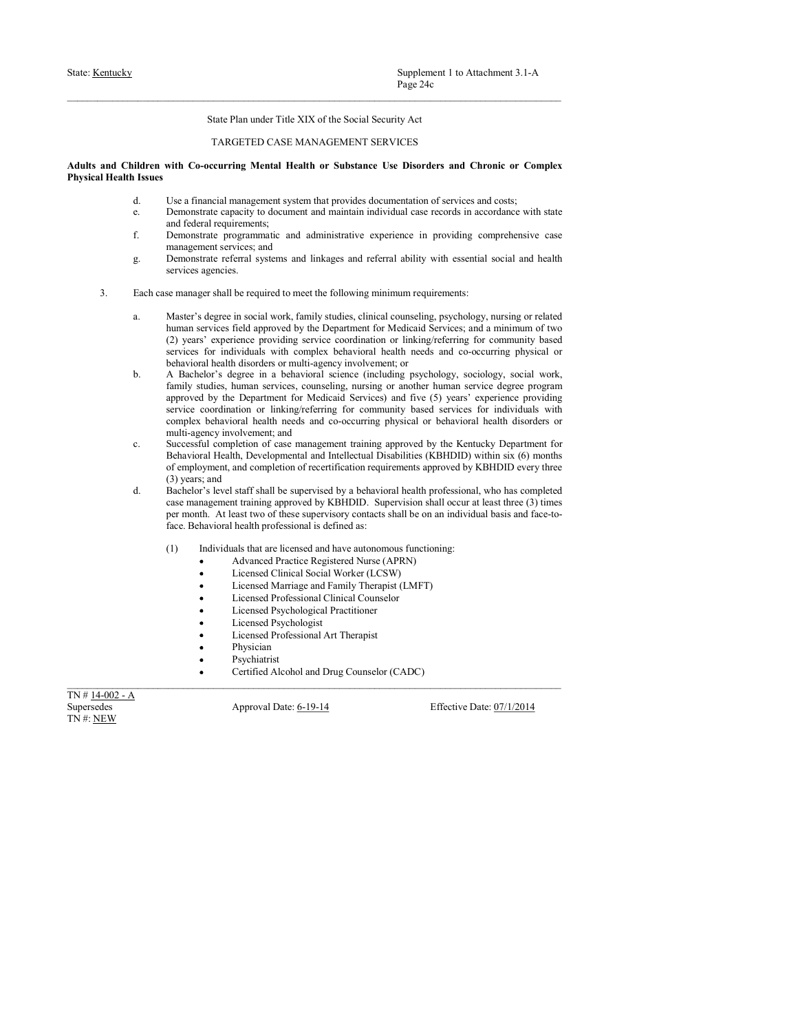State Plan under Title XIX of the Social Security Act

TARGETED CASE MANAGEMENT SERVICES

**Adults and Children with Co-occurring Mental Health or Substance Use Disorders and Chronic or Complex Physical Health Issues**

d. Use a financial management system that provides documentation of services and costs;

e. Demonstrate capacity to document and maintain individual case records in accordance with state and federal requirements;

f. Demonstrate programmatic and administrative experience in providing comprehensive case management services; and

g. Demonstrate referral systems and linkages and referral ability with essential social and health services agencies.

3. Each case manager shall be required to meet the following minimum requirements:

   a. Master's degree in social work, family studies, clinical counseling, psychology, nursing or related human services field approved by the Department for Medicaid Services; and a minimum of two (2) years' experience providing service coordination or linking/referring for community based services for individuals with complex behavioral health needs and co-occurring physical or behavioral health disorders or multi-agency involvement; or

   b. A Bachelor's degree in a behavioral science (including psychology, sociology, social work, family studies, human services, counseling, nursing or another human service degree program approved by the Department for Medicaid Services) and five (5) years' experience providing service coordination or linking/referring for community based services for individuals with complex behavioral health needs and co-occurring physical or behavioral health disorders or multi-agency involvement; and

   c. Successful completion of case management training approved by the Kentucky Department for Behavioral Health, Developmental and Intellectual Disabilities (KBHDID) within six (6) months of employment, and completion of recertification requirements approved by KBHDID every three (3) years; and

   d. Bachelor's level staff shall be supervised by a behavioral health professional, who has completed case management training approved by KBHDID. Supervision shall occur at least three (3) times per month. At least two of these supervisory contacts shall be on an individual basis and face-to-face. Behavioral health professional is defined as:

      (1) Individuals that are licensed and have autonomous functioning:
         - Advanced Practice Registered Nurse (APRN)
         - Licensed Clinical Social Worker (LCSW)
         - Licensed Marriage and Family Therapist (LMFT)
         - Licensed Professional Clinical Counselor
         - Licensed Psychological Practitioner
         - Licensed Psychologist
         - Licensed Professional Art Therapist
         - Physician
         - Psychiatrist
         - Certified Alcohol and Drug Counselor (CADC)

TN # 14-002 - A
Supersedes
TN #: NEW

Approval Date: 6-19-14

Effective Date: 07/1/2014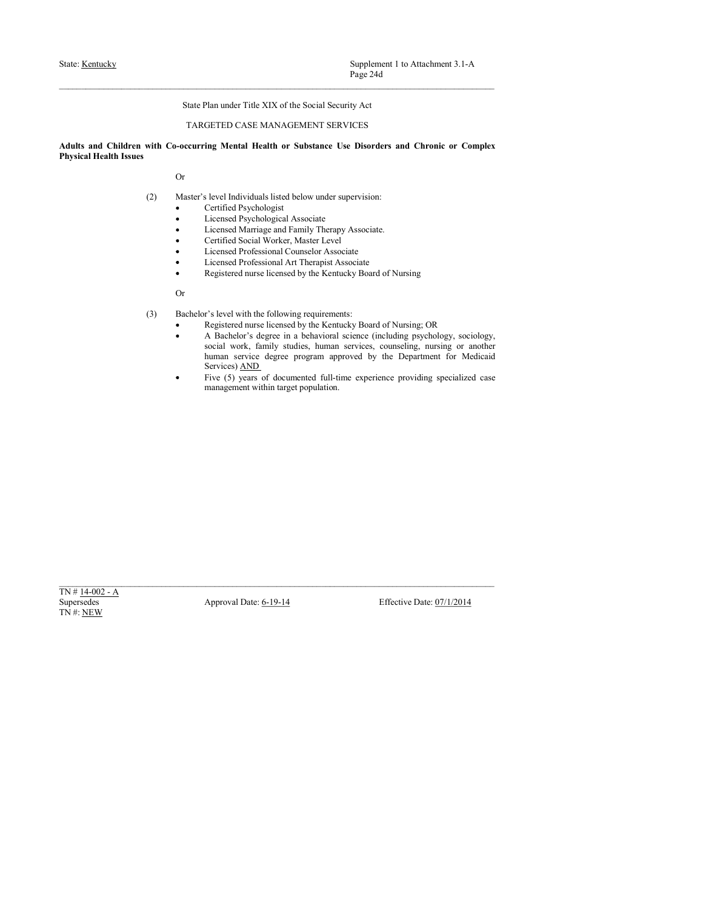State Plan under Title XIX of the Social Security Act

TARGETED CASE MANAGEMENT SERVICES

**Adults and Children with Co-occurring Mental Health or Substance Use Disorders and Chronic or Complex Physical Health Issues**

Or

(2) Master's level Individuals listed below under supervision:

- Certified Psychologist
- Licensed Psychological Associate
- Licensed Marriage and Family Therapy Associate.
- Certified Social Worker, Master Level
- Licensed Professional Counselor Associate
- Licensed Professional Art Therapist Associate
- Registered nurse licensed by the Kentucky Board of Nursing

Or

(3) Bachelor's level with the following requirements:

- Registered nurse licensed by the Kentucky Board of Nursing; OR
- A Bachelor's degree in a behavioral science (including psychology, sociology, social work, family studies, human services, counseling, nursing or another human service degree program approved by the Department for Medicaid Services) AND
- Five (5) years of documented full-time experience providing specialized case management within target population.

TN # 14-002 - A
Supersedes
TN #: NEW

Approval Date: 6-19-14

Effective Date: 07/1/2014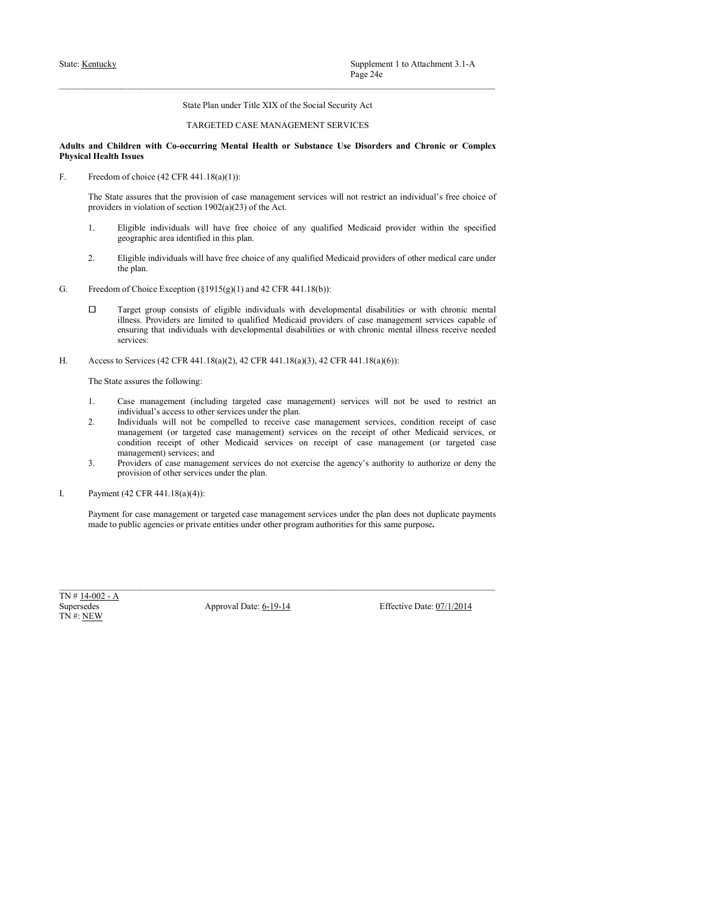State Plan under Title XIX of the Social Security Act

TARGETED CASE MANAGEMENT SERVICES

**Adults and Children with Co-occurring Mental Health or Substance Use Disorders and Chronic or Complex Physical Health Issues**

F. Freedom of choice (42 CFR 441.18(a)(1)):

The State assures that the provision of case management services will not restrict an individual's free choice of providers in violation of section 1902(a)(23) of the Act.

1. Eligible individuals will have free choice of any qualified Medicaid provider within the specified geographic area identified in this plan.

2. Eligible individuals will have free choice of any qualified Medicaid providers of other medical care under the plan.

G. Freedom of Choice Exception (§1915(g)(1) and 42 CFR 441.18(b)):

☐ Target group consists of eligible individuals with developmental disabilities or with chronic mental illness. Providers are limited to qualified Medicaid providers of case management services capable of ensuring that individuals with developmental disabilities or with chronic mental illness receive needed services:

H. Access to Services (42 CFR 441.18(a)(2), 42 CFR 441.18(a)(3), 42 CFR 441.18(a)(6)):

The State assures the following:

1. Case management (including targeted case management) services will not be used to restrict an individual's access to other services under the plan.
2. Individuals will not be compelled to receive case management services, condition receipt of case management (or targeted case management) services on the receipt of other Medicaid services, or condition receipt of other Medicaid services on receipt of case management (or targeted case management) services; and
3. Providers of case management services do not exercise the agency's authority to authorize or deny the provision of other services under the plan.

I. Payment (42 CFR 441.18(a)(4)):

Payment for case management or targeted case management services under the plan does not duplicate payments made to public agencies or private entities under other program authorities for this same purpose**.**

TN # 14-002 - A
Supersedes
TN #: NEW

Approval Date: 6-19-14

Effective Date: 07/1/2014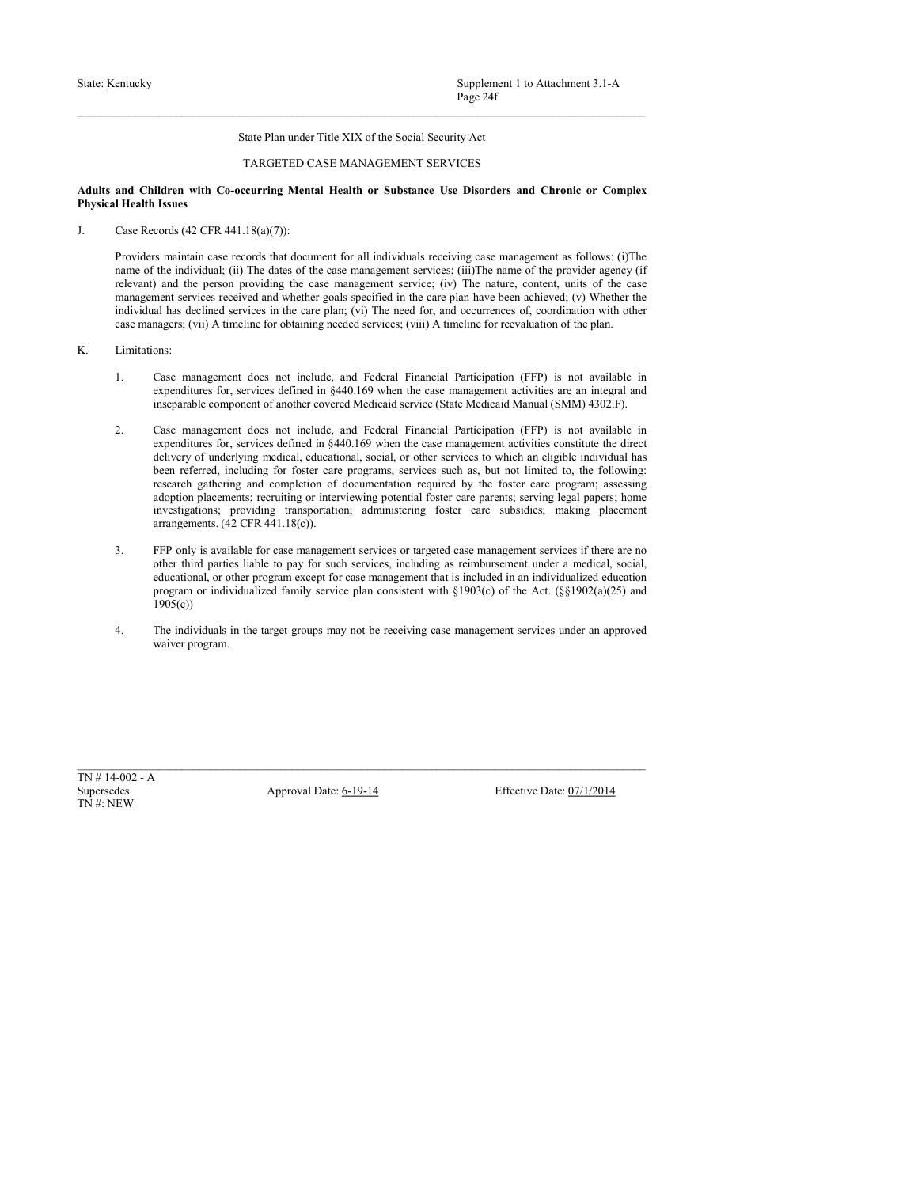State Plan under Title XIX of the Social Security Act

TARGETED CASE MANAGEMENT SERVICES

**Adults and Children with Co-occurring Mental Health or Substance Use Disorders and Chronic or Complex Physical Health Issues**

J. Case Records (42 CFR 441.18(a)(7)):

Providers maintain case records that document for all individuals receiving case management as follows: (i)The name of the individual; (ii) The dates of the case management services; (iii)The name of the provider agency (if relevant) and the person providing the case management service; (iv) The nature, content, units of the case management services received and whether goals specified in the care plan have been achieved; (v) Whether the individual has declined services in the care plan; (vi) The need for, and occurrences of, coordination with other case managers; (vii) A timeline for obtaining needed services; (viii) A timeline for reevaluation of the plan.

K. Limitations:

1. Case management does not include, and Federal Financial Participation (FFP) is not available in expenditures for, services defined in §440.169 when the case management activities are an integral and inseparable component of another covered Medicaid service (State Medicaid Manual (SMM) 4302.F).

2. Case management does not include, and Federal Financial Participation (FFP) is not available in expenditures for, services defined in §440.169 when the case management activities constitute the direct delivery of underlying medical, educational, social, or other services to which an eligible individual has been referred, including for foster care programs, services such as, but not limited to, the following: research gathering and completion of documentation required by the foster care program; assessing adoption placements; recruiting or interviewing potential foster care parents; serving legal papers; home investigations; providing transportation; administering foster care subsidies; making placement arrangements. (42 CFR 441.18(c)).

3. FFP only is available for case management services or targeted case management services if there are no other third parties liable to pay for such services, including as reimbursement under a medical, social, educational, or other program except for case management that is included in an individualized education program or individualized family service plan consistent with §1903(c) of the Act. (§§1902(a)(25) and 1905(c))

4. The individuals in the target groups may not be receiving case management services under an approved waiver program.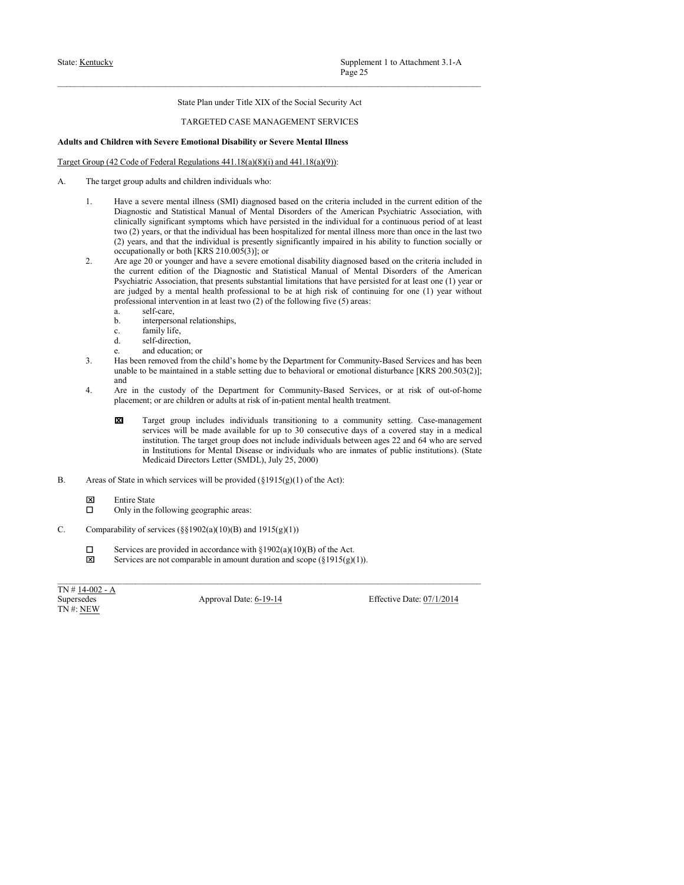State Plan under Title XIX of the Social Security Act

TARGETED CASE MANAGEMENT SERVICES

**Adults and Children with Severe Emotional Disability or Severe Mental Illness**

Target Group (42 Code of Federal Regulations 441.18(a)(8)(i) and 441.18(a)(9)):

A. The target group adults and children individuals who:

1. Have a severe mental illness (SMI) diagnosed based on the criteria included in the current edition of the Diagnostic and Statistical Manual of Mental Disorders of the American Psychiatric Association, with clinically significant symptoms which have persisted in the individual for a continuous period of at least two (2) years, or that the individual has been hospitalized for mental illness more than once in the last two (2) years, and that the individual is presently significantly impaired in his ability to function socially or occupationally or both [KRS 210.005(3)]; or
2. Are age 20 or younger and have a severe emotional disability diagnosed based on the criteria included in the current edition of the Diagnostic and Statistical Manual of Mental Disorders of the American Psychiatric Association, that presents substantial limitations that have persisted for at least one (1) year or are judged by a mental health professional to be at high risk of continuing for one (1) year without professional intervention in at least two (2) of the following five (5) areas:
   a. self-care,
   b. interpersonal relationships,
   c. family life,
   d. self-direction,
   e. and education; or
3. Has been removed from the child's home by the Department for Community-Based Services and has been unable to be maintained in a stable setting due to behavioral or emotional disturbance [KRS 200.503(2)]; and
4. Are in the custody of the Department for Community-Based Services, or at risk of out-of-home placement; or are children or adults at risk of in-patient mental health treatment.

   ☒ Target group includes individuals transitioning to a community setting. Case-management services will be made available for up to 30 consecutive days of a covered stay in a medical institution. The target group does not include individuals between ages 22 and 64 who are served in Institutions for Mental Disease or individuals who are inmates of public institutions). (State Medicaid Directors Letter (SMDL), July 25, 2000)

B. Areas of State in which services will be provided (§1915(g)(1) of the Act):

   ☒ Entire State
   ☐ Only in the following geographic areas:

C. Comparability of services (§§1902(a)(10)(B) and 1915(g)(1))

   ☐ Services are provided in accordance with §1902(a)(10)(B) of the Act.
   ☒ Services are not comparable in amount duration and scope (§1915(g)(1)).

TN # 14-002 - A
Supersedes
TN #: NEW

Approval Date: 6-19-14

Effective Date: 07/1/2014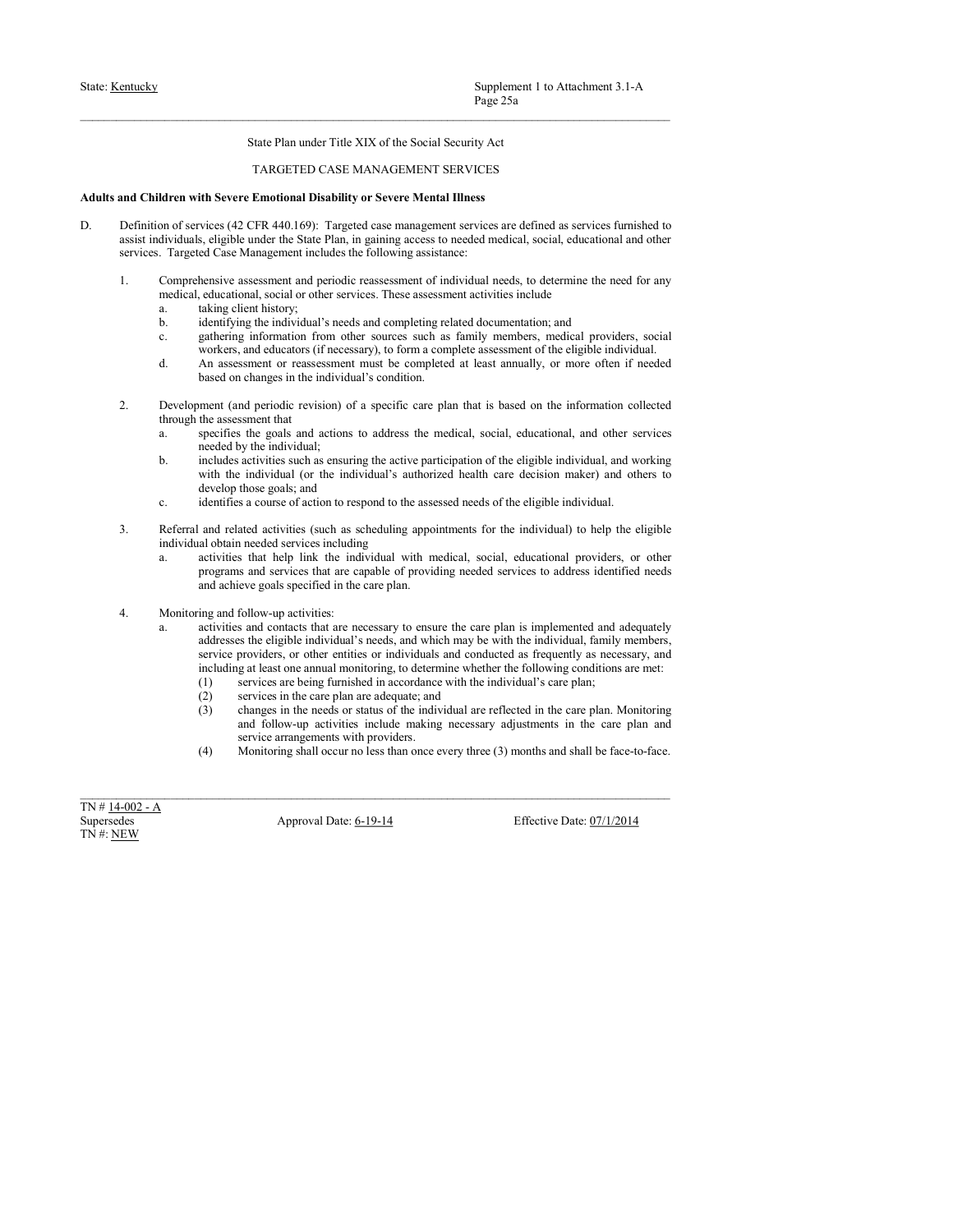State: Kentucky

Supplement 1 to Attachment 3.1-A
Page 25a

State Plan under Title XIX of the Social Security Act

TARGETED CASE MANAGEMENT SERVICES

**Adults and Children with Severe Emotional Disability or Severe Mental Illness**

D. Definition of services (42 CFR 440.169): Targeted case management services are defined as services furnished to assist individuals, eligible under the State Plan, in gaining access to needed medical, social, educational and other services. Targeted Case Management includes the following assistance:

1. Comprehensive assessment and periodic reassessment of individual needs, to determine the need for any medical, educational, social or other services. These assessment activities include
   a. taking client history;
   b. identifying the individual's needs and completing related documentation; and
   c. gathering information from other sources such as family members, medical providers, social workers, and educators (if necessary), to form a complete assessment of the eligible individual.
   d. An assessment or reassessment must be completed at least annually, or more often if needed based on changes in the individual's condition.

2. Development (and periodic revision) of a specific care plan that is based on the information collected through the assessment that
   a. specifies the goals and actions to address the medical, social, educational, and other services needed by the individual;
   b. includes activities such as ensuring the active participation of the eligible individual, and working with the individual (or the individual's authorized health care decision maker) and others to develop those goals; and
   c. identifies a course of action to respond to the assessed needs of the eligible individual.

3. Referral and related activities (such as scheduling appointments for the individual) to help the eligible individual obtain needed services including
   a. activities that help link the individual with medical, social, educational providers, or other programs and services that are capable of providing needed services to address identified needs and achieve goals specified in the care plan.

4. Monitoring and follow-up activities:
   a. activities and contacts that are necessary to ensure the care plan is implemented and adequately addresses the eligible individual's needs, and which may be with the individual, family members, service providers, or other entities or individuals and conducted as frequently as necessary, and including at least one annual monitoring, to determine whether the following conditions are met:
      (1) services are being furnished in accordance with the individual's care plan;
      (2) services in the care plan are adequate; and
      (3) changes in the needs or status of the individual are reflected in the care plan. Monitoring and follow-up activities include making necessary adjustments in the care plan and service arrangements with providers.
      (4) Monitoring shall occur no less than once every three (3) months and shall be face-to-face.

TN # 14-002 - A
Supersedes
TN #: NEW

Approval Date: 6-19-14

Effective Date: 07/1/2014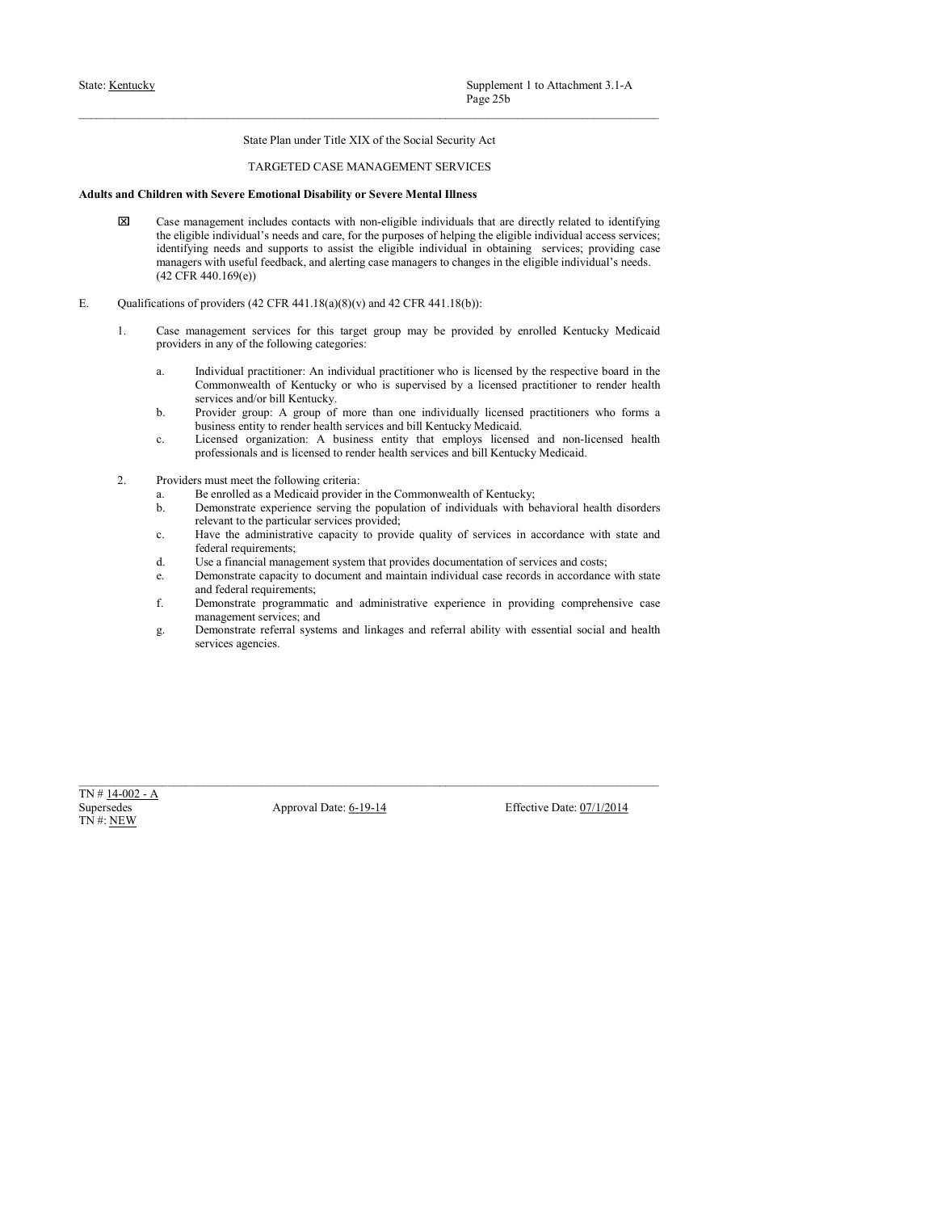State Plan under Title XIX of the Social Security Act

TARGETED CASE MANAGEMENT SERVICES

**Adults and Children with Severe Emotional Disability or Severe Mental Illness**

☒ Case management includes contacts with non-eligible individuals that are directly related to identifying the eligible individual's needs and care, for the purposes of helping the eligible individual access services; identifying needs and supports to assist the eligible individual in obtaining services; providing case managers with useful feedback, and alerting case managers to changes in the eligible individual's needs. (42 CFR 440.169(e))

E. Qualifications of providers (42 CFR 441.18(a)(8)(v) and 42 CFR 441.18(b)):

1. Case management services for this target group may be provided by enrolled Kentucky Medicaid providers in any of the following categories:

   a. Individual practitioner: An individual practitioner who is licensed by the respective board in the Commonwealth of Kentucky or who is supervised by a licensed practitioner to render health services and/or bill Kentucky.
   b. Provider group: A group of more than one individually licensed practitioners who forms a business entity to render health services and bill Kentucky Medicaid.
   c. Licensed organization: A business entity that employs licensed and non-licensed health professionals and is licensed to render health services and bill Kentucky Medicaid.

2. Providers must meet the following criteria:
   a. Be enrolled as a Medicaid provider in the Commonwealth of Kentucky;
   b. Demonstrate experience serving the population of individuals with behavioral health disorders relevant to the particular services provided;
   c. Have the administrative capacity to provide quality of services in accordance with state and federal requirements;
   d. Use a financial management system that provides documentation of services and costs;
   e. Demonstrate capacity to document and maintain individual case records in accordance with state and federal requirements;
   f. Demonstrate programmatic and administrative experience in providing comprehensive case management services; and
   g. Demonstrate referral systems and linkages and referral ability with essential social and health services agencies.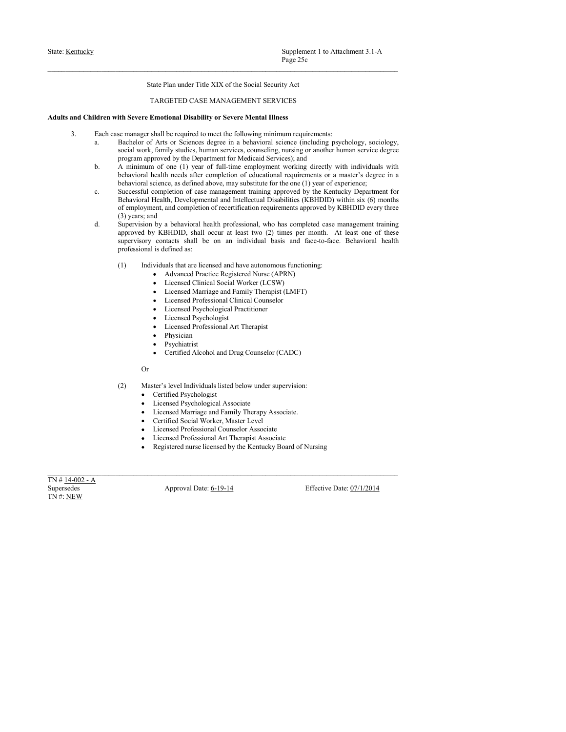State Plan under Title XIX of the Social Security Act

TARGETED CASE MANAGEMENT SERVICES

**Adults and Children with Severe Emotional Disability or Severe Mental Illness**

3. Each case manager shall be required to meet the following minimum requirements:
   a. Bachelor of Arts or Sciences degree in a behavioral science (including psychology, sociology, social work, family studies, human services, counseling, nursing or another human service degree program approved by the Department for Medicaid Services); and
   b. A minimum of one (1) year of full-time employment working directly with individuals with behavioral health needs after completion of educational requirements or a master's degree in a behavioral science, as defined above, may substitute for the one (1) year of experience;
   c. Successful completion of case management training approved by the Kentucky Department for Behavioral Health, Developmental and Intellectual Disabilities (KBHDID) within six (6) months of employment, and completion of recertification requirements approved by KBHDID every three (3) years; and
   d. Supervision by a behavioral health professional, who has completed case management training approved by KBHDID, shall occur at least two (2) times per month. At least one of these supervisory contacts shall be on an individual basis and face-to-face. Behavioral health professional is defined as:

      (1) Individuals that are licensed and have autonomous functioning:
         - Advanced Practice Registered Nurse (APRN)
         - Licensed Clinical Social Worker (LCSW)
         - Licensed Marriage and Family Therapist (LMFT)
         - Licensed Professional Clinical Counselor
         - Licensed Psychological Practitioner
         - Licensed Psychologist
         - Licensed Professional Art Therapist
         - Physician
         - Psychiatrist
         - Certified Alcohol and Drug Counselor (CADC)

      Or

      (2) Master's level Individuals listed below under supervision:
         - Certified Psychologist
         - Licensed Psychological Associate
         - Licensed Marriage and Family Therapy Associate.
         - Certified Social Worker, Master Level
         - Licensed Professional Counselor Associate
         - Licensed Professional Art Therapist Associate
         - Registered nurse licensed by the Kentucky Board of Nursing

TN # 14-002 - A
Supersedes
TN #: NEW

Approval Date: 6-19-14

Effective Date: 07/1/2014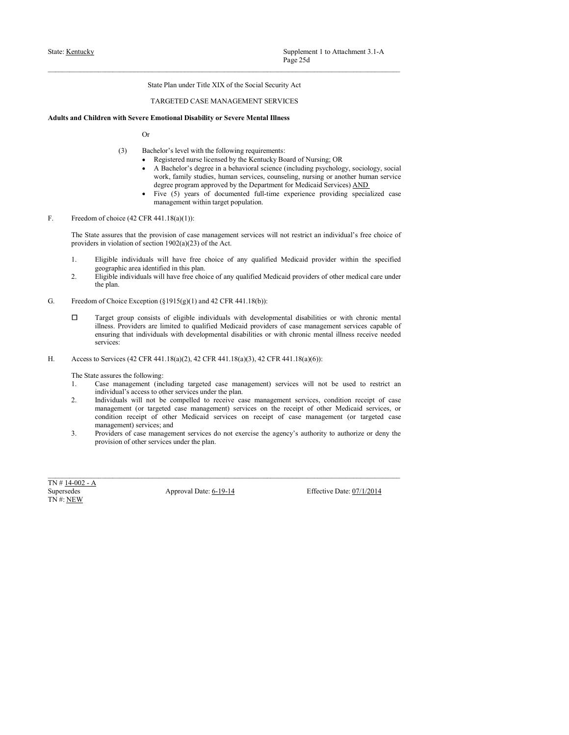State Plan under Title XIX of the Social Security Act

TARGETED CASE MANAGEMENT SERVICES

**Adults and Children with Severe Emotional Disability or Severe Mental Illness**

Or

(3) Bachelor's level with the following requirements:
- Registered nurse licensed by the Kentucky Board of Nursing; OR
- A Bachelor's degree in a behavioral science (including psychology, sociology, social work, family studies, human services, counseling, nursing or another human service degree program approved by the Department for Medicaid Services) AND
- Five (5) years of documented full-time experience providing specialized case management within target population.

F. Freedom of choice (42 CFR 441.18(a)(1)):

The State assures that the provision of case management services will not restrict an individual's free choice of providers in violation of section 1902(a)(23) of the Act.

1. Eligible individuals will have free choice of any qualified Medicaid provider within the specified geographic area identified in this plan.
2. Eligible individuals will have free choice of any qualified Medicaid providers of other medical care under the plan.

G. Freedom of Choice Exception (§1915(g)(1) and 42 CFR 441.18(b)):

☐ Target group consists of eligible individuals with developmental disabilities or with chronic mental illness. Providers are limited to qualified Medicaid providers of case management services capable of ensuring that individuals with developmental disabilities or with chronic mental illness receive needed services:

H. Access to Services (42 CFR 441.18(a)(2), 42 CFR 441.18(a)(3), 42 CFR 441.18(a)(6)):

The State assures the following:

1. Case management (including targeted case management) services will not be used to restrict an individual's access to other services under the plan.
2. Individuals will not be compelled to receive case management services, condition receipt of case management (or targeted case management) services on the receipt of other Medicaid services, or condition receipt of other Medicaid services on receipt of case management (or targeted case management) services; and
3. Providers of case management services do not exercise the agency's authority to authorize or deny the provision of other services under the plan.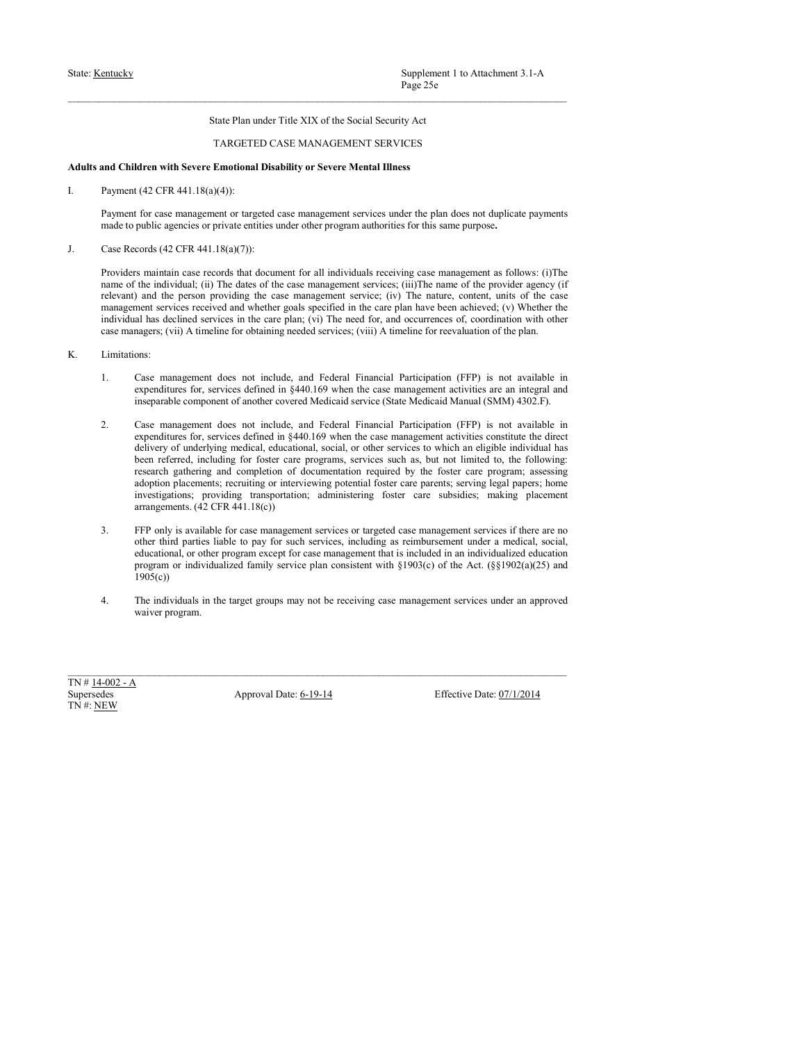State Plan under Title XIX of the Social Security Act

TARGETED CASE MANAGEMENT SERVICES

**Adults and Children with Severe Emotional Disability or Severe Mental Illness**

I. Payment (42 CFR 441.18(a)(4)):

Payment for case management or targeted case management services under the plan does not duplicate payments made to public agencies or private entities under other program authorities for this same purpose**.**

J. Case Records (42 CFR 441.18(a)(7)):

Providers maintain case records that document for all individuals receiving case management as follows: (i)The name of the individual; (ii) The dates of the case management services; (iii)The name of the provider agency (if relevant) and the person providing the case management service; (iv) The nature, content, units of the case management services received and whether goals specified in the care plan have been achieved; (v) Whether the individual has declined services in the care plan; (vi) The need for, and occurrences of, coordination with other case managers; (vii) A timeline for obtaining needed services; (viii) A timeline for reevaluation of the plan.

K. Limitations:

1. Case management does not include, and Federal Financial Participation (FFP) is not available in expenditures for, services defined in §440.169 when the case management activities are an integral and inseparable component of another covered Medicaid service (State Medicaid Manual (SMM) 4302.F).

2. Case management does not include, and Federal Financial Participation (FFP) is not available in expenditures for, services defined in §440.169 when the case management activities constitute the direct delivery of underlying medical, educational, social, or other services to which an eligible individual has been referred, including for foster care programs, services such as, but not limited to, the following: research gathering and completion of documentation required by the foster care program; assessing adoption placements; recruiting or interviewing potential foster care parents; serving legal papers; home investigations; providing transportation; administering foster care subsidies; making placement arrangements. (42 CFR 441.18(c))

3. FFP only is available for case management services or targeted case management services if there are no other third parties liable to pay for such services, including as reimbursement under a medical, social, educational, or other program except for case management that is included in an individualized education program or individualized family service plan consistent with §1903(c) of the Act. (§§1902(a)(25) and 1905(c))

4. The individuals in the target groups may not be receiving case management services under an approved waiver program.

TN # 14-002 - A
Supersedes
TN #: NEW

Approval Date: 6-19-14

Effective Date: 07/1/2014